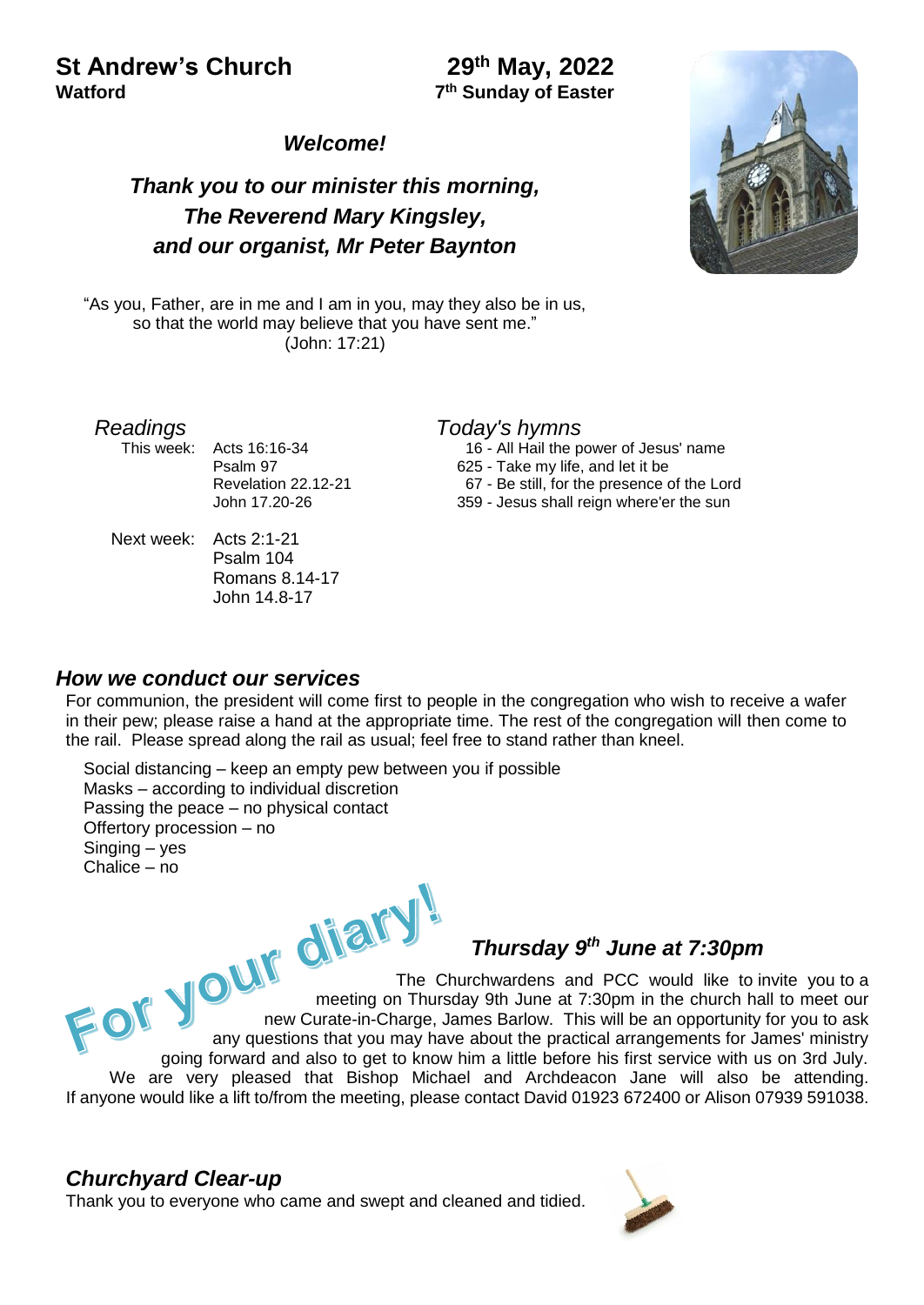# St Andrew's Church
**Watford**

**29th May, 2022**
**7th Sunday of Easter**

***Welcome!***

***Thank you to our minister this morning,***
***The Reverend Mary Kingsley,***
***and our organist, Mr Peter Baynton***

"As you, Father, are in me and I am in you, may they also be in us, so that the world may believe that you have sent me."
(John: 17:21)

## *Readings*

This week:
- Acts 16:16-34
- Psalm 97
- Revelation 22.12-21
- John 17.20-26

Next week:
- Acts 2:1-21
- Psalm 104
- Romans 8.14-17
- John 14.8-17

## *Today's hymns*

16 - All Hail the power of Jesus' name
625 - Take my life, and let it be
67 - Be still, for the presence of the Lord
359 - Jesus shall reign where'er the sun

## *How we conduct our services*

For communion, the president will come first to people in the congregation who wish to receive a wafer in their pew; please raise a hand at the appropriate time. The rest of the congregation will then come to the rail. Please spread along the rail as usual; feel free to stand rather than kneel.

Social distancing – keep an empty pew between you if possible
Masks – according to individual discretion
Passing the peace – no physical contact
Offertory procession – no
Singing – yes
Chalice – no

## For your diary!

### *Thursday 9th June at 7:30pm*

The Churchwardens and PCC would like to invite you to a meeting on Thursday 9th June at 7:30pm in the church hall to meet our new Curate-in-Charge, James Barlow. This will be an opportunity for you to ask any questions that you may have about the practical arrangements for James' ministry going forward and also to get to know him a little before his first service with us on 3rd July. We are very pleased that Bishop Michael and Archdeacon Jane will also be attending. If anyone would like a lift to/from the meeting, please contact David 01923 672400 or Alison 07939 591038.

## *Churchyard Clear-up*

Thank you to everyone who came and swept and cleaned and tidied.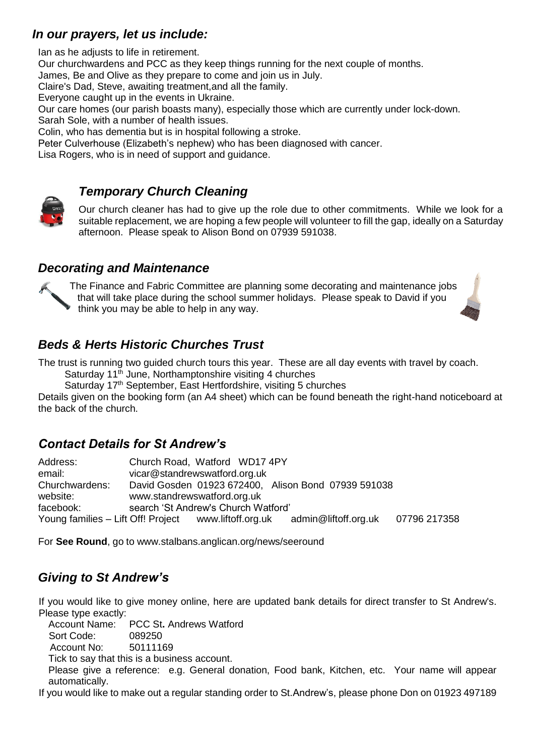## *In our prayers, let us include:*

Ian as he adjusts to life in retirement.
Our churchwardens and PCC as they keep things running for the next couple of months.
James, Be and Olive as they prepare to come and join us in July.
Claire's Dad, Steve, awaiting treatment,and all the family.
Everyone caught up in the events in Ukraine.
Our care homes (our parish boasts many), especially those which are currently under lock-down.
Sarah Sole, with a number of health issues.
Colin, who has dementia but is in hospital following a stroke.
Peter Culverhouse (Elizabeth's nephew) who has been diagnosed with cancer.
Lisa Rogers, who is in need of support and guidance.

## *Temporary Church Cleaning*

Our church cleaner has had to give up the role due to other commitments. While we look for a suitable replacement, we are hoping a few people will volunteer to fill the gap, ideally on a Saturday afternoon. Please speak to Alison Bond on 07939 591038.

## *Decorating and Maintenance*

The Finance and Fabric Committee are planning some decorating and maintenance jobs that will take place during the school summer holidays. Please speak to David if you think you may be able to help in any way.

## *Beds & Herts Historic Churches Trust*

The trust is running two guided church tours this year. These are all day events with travel by coach.

Saturday 11th June, Northamptonshire visiting 4 churches
Saturday 17th September, East Hertfordshire, visiting 5 churches

Details given on the booking form (an A4 sheet) which can be found beneath the right-hand noticeboard at the back of the church.

## *Contact Details for St Andrew's*

| | |
|---|---|
| Address: | Church Road, Watford WD17 4PY |
| email: | vicar@standrewswatford.org.uk |
| Churchwardens: | David Gosden 01923 672400, Alison Bond 07939 591038 |
| website: | www.standrewswatford.org.uk |
| facebook: | search 'St Andrew's Church Watford' |

Young families – Lift Off! Project www.liftoff.org.uk admin@liftoff.org.uk 07796 217358

For **See Round**, go to www.stalbans.anglican.org/news/seeround

## *Giving to St Andrew's*

If you would like to give money online, here are updated bank details for direct transfer to St Andrew's. Please type exactly:

Account Name: PCC St**.** Andrews Watford
Sort Code: 089250
Account No: 50111169

Tick to say that this is a business account.

Please give a reference: e.g. General donation, Food bank, Kitchen, etc. Your name will appear automatically.

If you would like to make out a regular standing order to St.Andrew's, please phone Don on 01923 497189